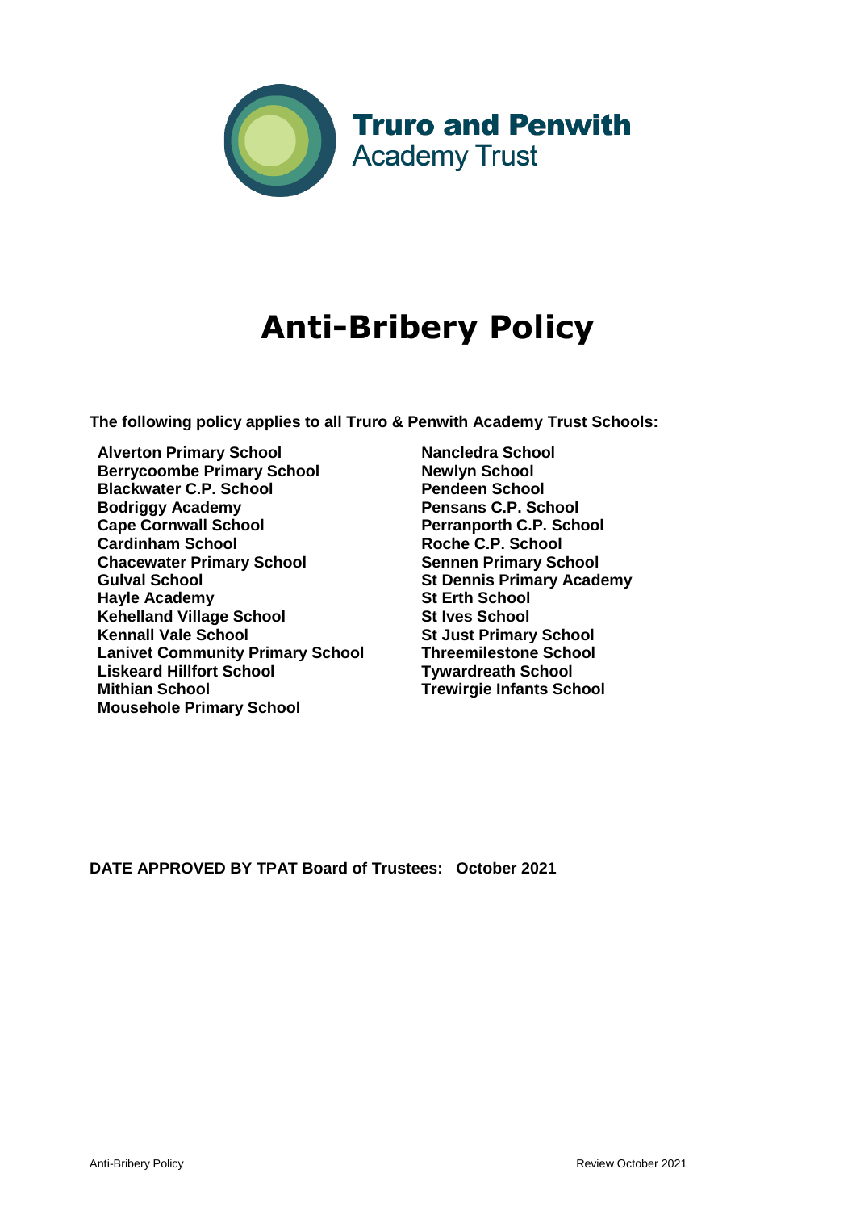**Truro and Penwith**
Academy Trust

# Anti-Bribery Policy

**The following policy applies to all Truro & Penwith Academy Trust Schools:**

**Alverton Primary School**
**Berrycoombe Primary School**
**Blackwater C.P. School**
**Bodriggy Academy**
**Cape Cornwall School**
**Cardinham School**
**Chacewater Primary School**
**Gulval School**
**Hayle Academy**
**Kehelland Village School**
**Kennall Vale School**
**Lanivet Community Primary School**
**Liskeard Hillfort School**
**Mithian School**
**Mousehole Primary School**
**Nancledra School**
**Newlyn School**
**Pendeen School**
**Pensans C.P. School**
**Perranporth C.P. School**
**Roche C.P. School**
**Sennen Primary School**
**St Dennis Primary Academy**
**St Erth School**
**St Ives School**
**St Just Primary School**
**Threemilestone School**
**Tywardreath School**
**Trewirgie Infants School**

**DATE APPROVED BY TPAT Board of Trustees: October 2021**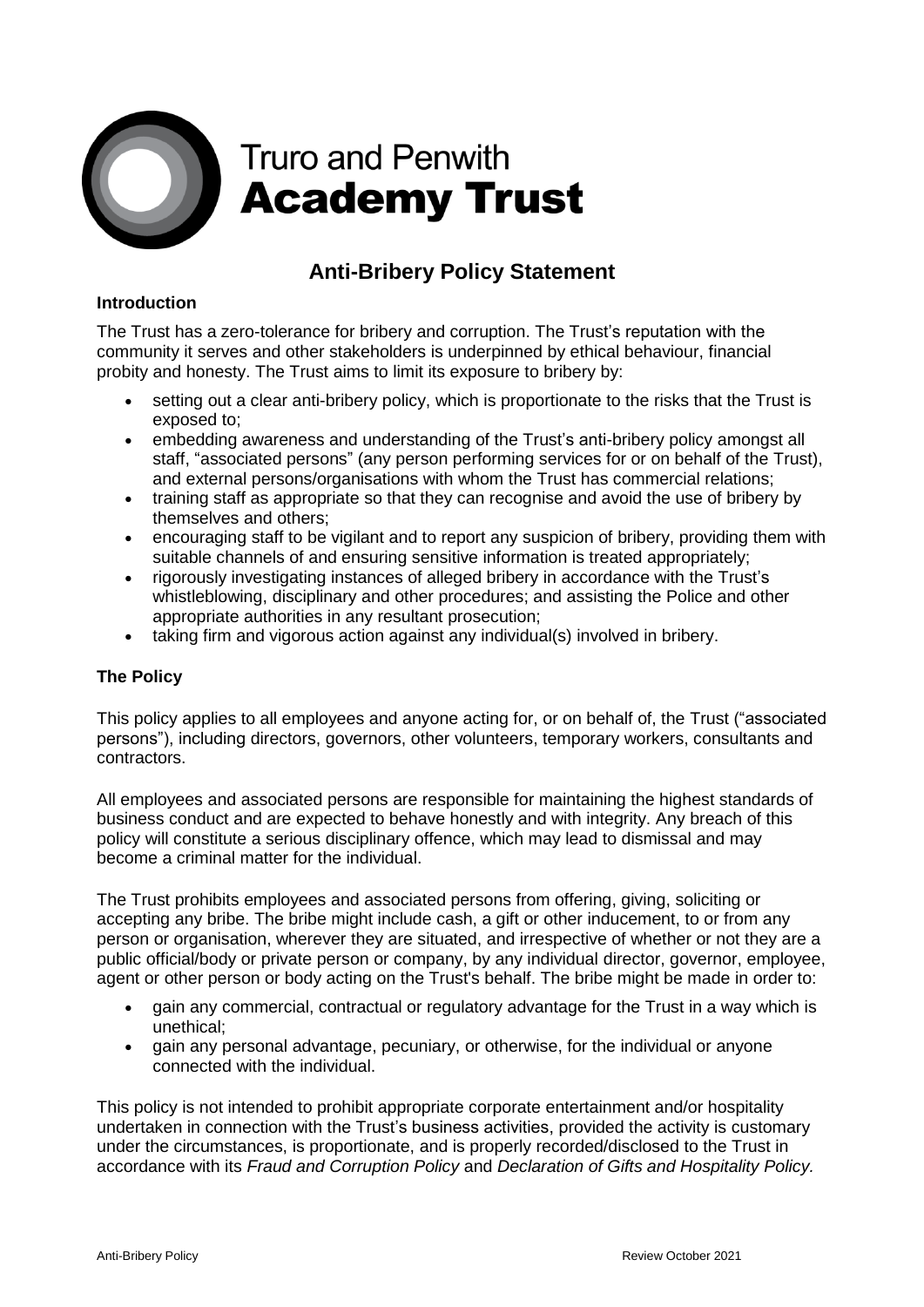Truro and Penwith
**Academy Trust**

# Anti-Bribery Policy Statement

### Introduction

The Trust has a zero-tolerance for bribery and corruption. The Trust's reputation with the community it serves and other stakeholders is underpinned by ethical behaviour, financial probity and honesty. The Trust aims to limit its exposure to bribery by:

- setting out a clear anti-bribery policy, which is proportionate to the risks that the Trust is exposed to;
- embedding awareness and understanding of the Trust's anti-bribery policy amongst all staff, "associated persons" (any person performing services for or on behalf of the Trust), and external persons/organisations with whom the Trust has commercial relations;
- training staff as appropriate so that they can recognise and avoid the use of bribery by themselves and others;
- encouraging staff to be vigilant and to report any suspicion of bribery, providing them with suitable channels of and ensuring sensitive information is treated appropriately;
- rigorously investigating instances of alleged bribery in accordance with the Trust's whistleblowing, disciplinary and other procedures; and assisting the Police and other appropriate authorities in any resultant prosecution;
- taking firm and vigorous action against any individual(s) involved in bribery.

### The Policy

This policy applies to all employees and anyone acting for, or on behalf of, the Trust ("associated persons"), including directors, governors, other volunteers, temporary workers, consultants and contractors.

All employees and associated persons are responsible for maintaining the highest standards of business conduct and are expected to behave honestly and with integrity. Any breach of this policy will constitute a serious disciplinary offence, which may lead to dismissal and may become a criminal matter for the individual.

The Trust prohibits employees and associated persons from offering, giving, soliciting or accepting any bribe. The bribe might include cash, a gift or other inducement, to or from any person or organisation, wherever they are situated, and irrespective of whether or not they are a public official/body or private person or company, by any individual director, governor, employee, agent or other person or body acting on the Trust's behalf. The bribe might be made in order to:

- gain any commercial, contractual or regulatory advantage for the Trust in a way which is unethical;
- gain any personal advantage, pecuniary, or otherwise, for the individual or anyone connected with the individual.

This policy is not intended to prohibit appropriate corporate entertainment and/or hospitality undertaken in connection with the Trust's business activities, provided the activity is customary under the circumstances, is proportionate, and is properly recorded/disclosed to the Trust in accordance with its *Fraud and Corruption Policy* and *Declaration of Gifts and Hospitality Policy.*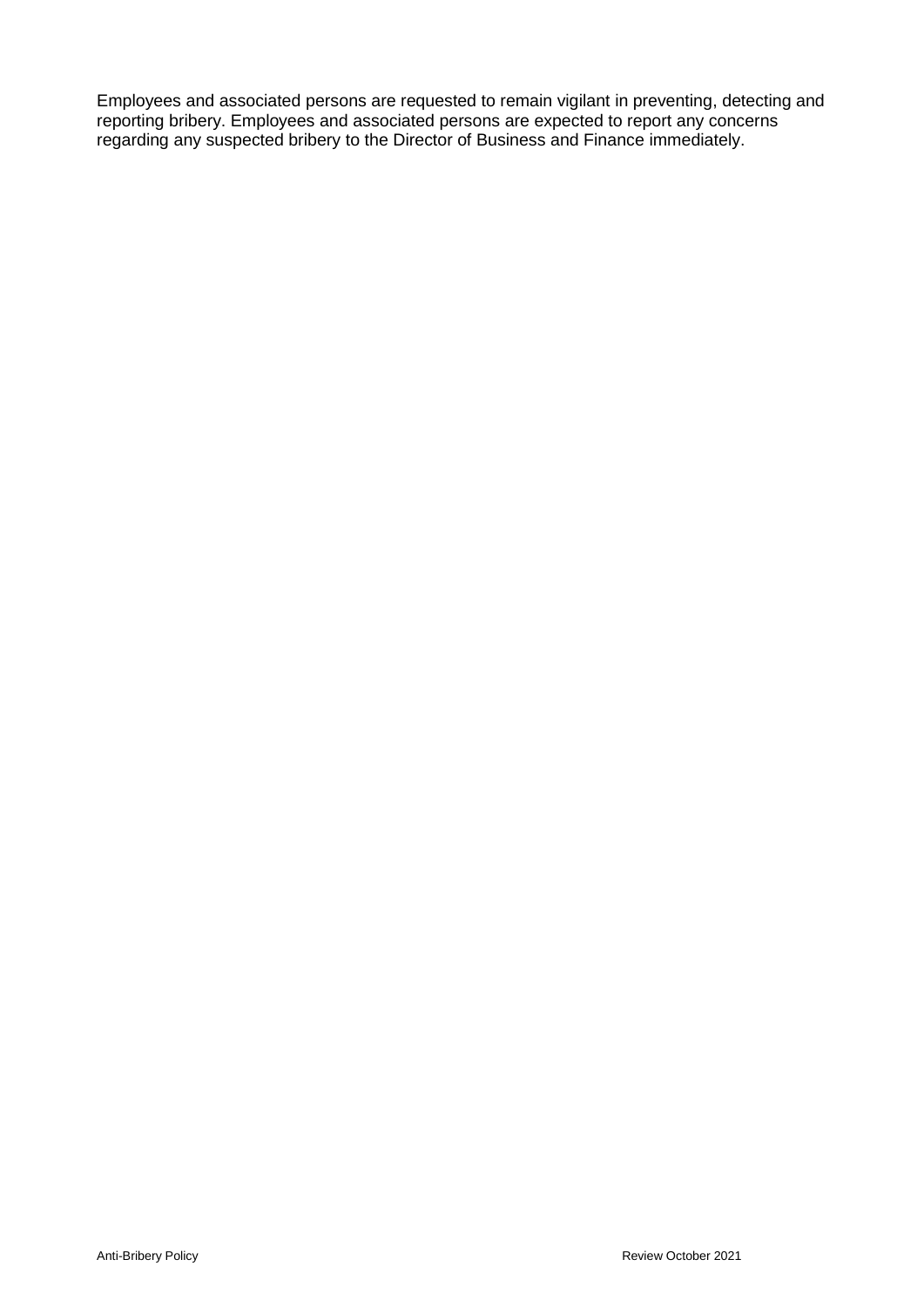Employees and associated persons are requested to remain vigilant in preventing, detecting and reporting bribery. Employees and associated persons are expected to report any concerns regarding any suspected bribery to the Director of Business and Finance immediately.